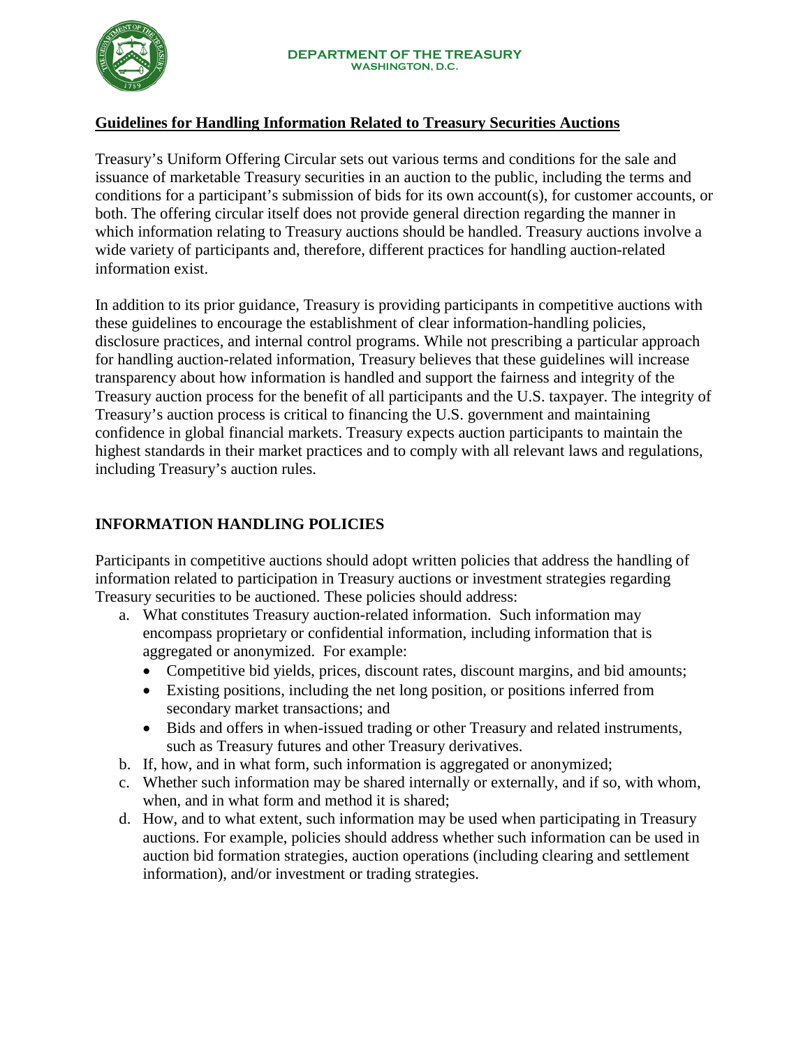DEPARTMENT OF THE TREASURY
WASHINGTON, D.C.

**Guidelines for Handling Information Related to Treasury Securities Auctions**

Treasury's Uniform Offering Circular sets out various terms and conditions for the sale and issuance of marketable Treasury securities in an auction to the public, including the terms and conditions for a participant's submission of bids for its own account(s), for customer accounts, or both. The offering circular itself does not provide general direction regarding the manner in which information relating to Treasury auctions should be handled. Treasury auctions involve a wide variety of participants and, therefore, different practices for handling auction-related information exist.

In addition to its prior guidance, Treasury is providing participants in competitive auctions with these guidelines to encourage the establishment of clear information-handling policies, disclosure practices, and internal control programs. While not prescribing a particular approach for handling auction-related information, Treasury believes that these guidelines will increase transparency about how information is handled and support the fairness and integrity of the Treasury auction process for the benefit of all participants and the U.S. taxpayer. The integrity of Treasury's auction process is critical to financing the U.S. government and maintaining confidence in global financial markets. Treasury expects auction participants to maintain the highest standards in their market practices and to comply with all relevant laws and regulations, including Treasury's auction rules.

## INFORMATION HANDLING POLICIES

Participants in competitive auctions should adopt written policies that address the handling of information related to participation in Treasury auctions or investment strategies regarding Treasury securities to be auctioned. These policies should address:

a. What constitutes Treasury auction-related information. Such information may encompass proprietary or confidential information, including information that is aggregated or anonymized. For example:
   - Competitive bid yields, prices, discount rates, discount margins, and bid amounts;
   - Existing positions, including the net long position, or positions inferred from secondary market transactions; and
   - Bids and offers in when-issued trading or other Treasury and related instruments, such as Treasury futures and other Treasury derivatives.

b. If, how, and in what form, such information is aggregated or anonymized;

c. Whether such information may be shared internally or externally, and if so, with whom, when, and in what form and method it is shared;

d. How, and to what extent, such information may be used when participating in Treasury auctions. For example, policies should address whether such information can be used in auction bid formation strategies, auction operations (including clearing and settlement information), and/or investment or trading strategies.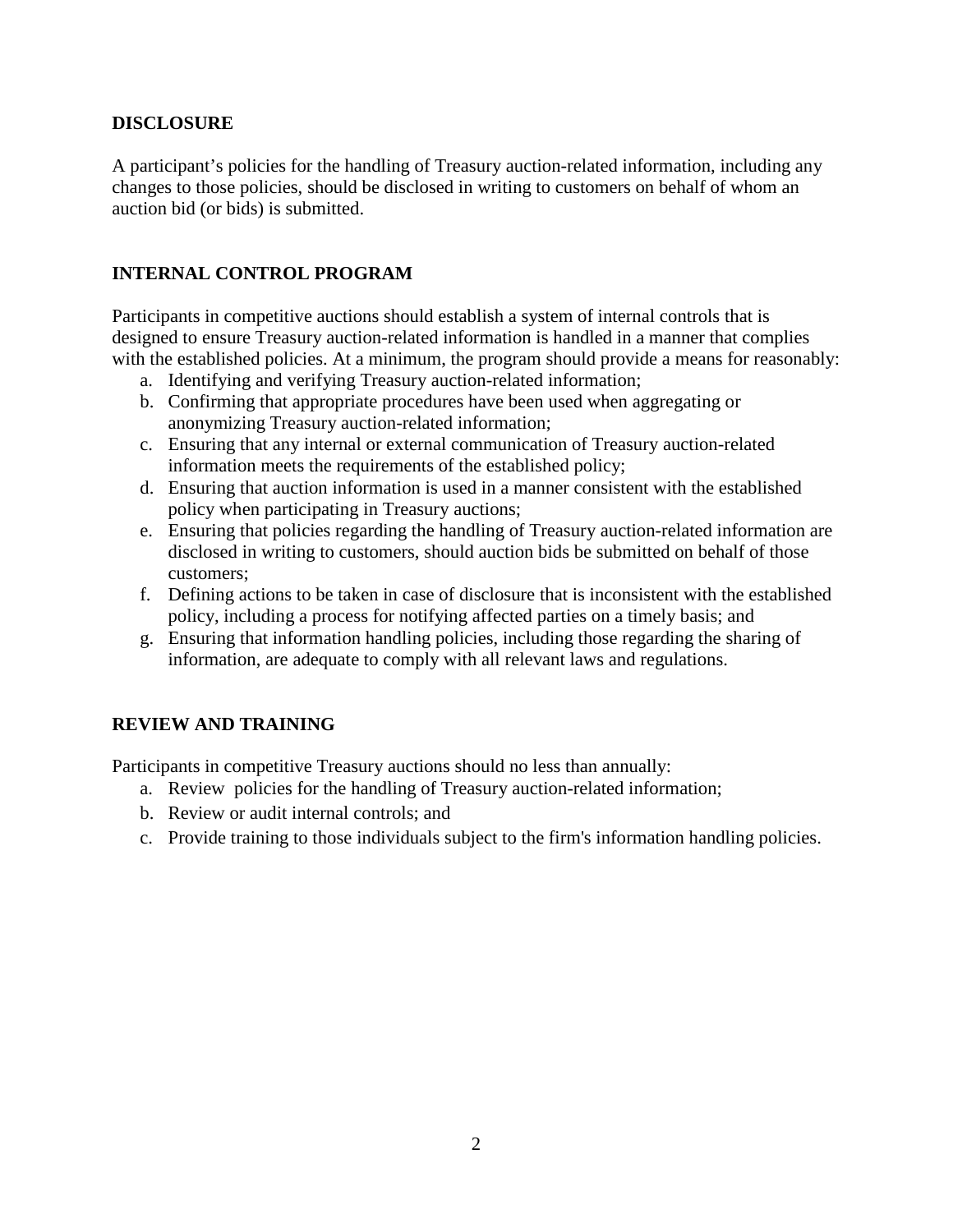## DISCLOSURE

A participant's policies for the handling of Treasury auction-related information, including any changes to those policies, should be disclosed in writing to customers on behalf of whom an auction bid (or bids) is submitted.

## INTERNAL CONTROL PROGRAM

Participants in competitive auctions should establish a system of internal controls that is designed to ensure Treasury auction-related information is handled in a manner that complies with the established policies. At a minimum, the program should provide a means for reasonably:

a. Identifying and verifying Treasury auction-related information;
b. Confirming that appropriate procedures have been used when aggregating or anonymizing Treasury auction-related information;
c. Ensuring that any internal or external communication of Treasury auction-related information meets the requirements of the established policy;
d. Ensuring that auction information is used in a manner consistent with the established policy when participating in Treasury auctions;
e. Ensuring that policies regarding the handling of Treasury auction-related information are disclosed in writing to customers, should auction bids be submitted on behalf of those customers;
f. Defining actions to be taken in case of disclosure that is inconsistent with the established policy, including a process for notifying affected parties on a timely basis; and
g. Ensuring that information handling policies, including those regarding the sharing of information, are adequate to comply with all relevant laws and regulations.

## REVIEW AND TRAINING

Participants in competitive Treasury auctions should no less than annually:

a. Review policies for the handling of Treasury auction-related information;
b. Review or audit internal controls; and
c. Provide training to those individuals subject to the firm's information handling policies.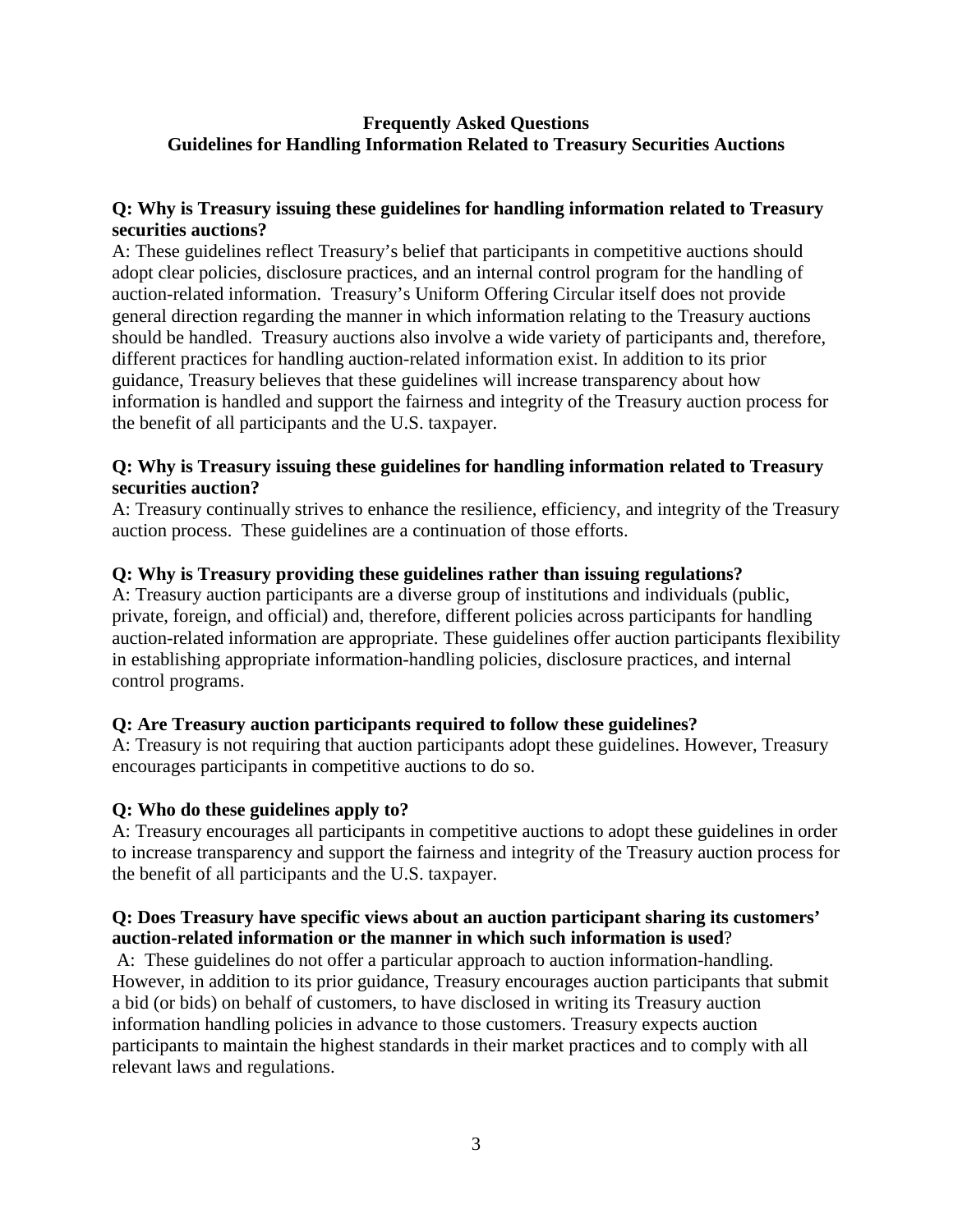**Frequently Asked Questions**
**Guidelines for Handling Information Related to Treasury Securities Auctions**

**Q: Why is Treasury issuing these guidelines for handling information related to Treasury securities auctions?**
A: These guidelines reflect Treasury's belief that participants in competitive auctions should adopt clear policies, disclosure practices, and an internal control program for the handling of auction-related information. Treasury's Uniform Offering Circular itself does not provide general direction regarding the manner in which information relating to the Treasury auctions should be handled. Treasury auctions also involve a wide variety of participants and, therefore, different practices for handling auction-related information exist. In addition to its prior guidance, Treasury believes that these guidelines will increase transparency about how information is handled and support the fairness and integrity of the Treasury auction process for the benefit of all participants and the U.S. taxpayer.

**Q: Why is Treasury issuing these guidelines for handling information related to Treasury securities auction?**
A: Treasury continually strives to enhance the resilience, efficiency, and integrity of the Treasury auction process. These guidelines are a continuation of those efforts.

**Q: Why is Treasury providing these guidelines rather than issuing regulations?**
A: Treasury auction participants are a diverse group of institutions and individuals (public, private, foreign, and official) and, therefore, different policies across participants for handling auction-related information are appropriate. These guidelines offer auction participants flexibility in establishing appropriate information-handling policies, disclosure practices, and internal control programs.

**Q: Are Treasury auction participants required to follow these guidelines?**
A: Treasury is not requiring that auction participants adopt these guidelines. However, Treasury encourages participants in competitive auctions to do so.

**Q: Who do these guidelines apply to?**
A: Treasury encourages all participants in competitive auctions to adopt these guidelines in order to increase transparency and support the fairness and integrity of the Treasury auction process for the benefit of all participants and the U.S. taxpayer.

**Q: Does Treasury have specific views about an auction participant sharing its customers' auction-related information or the manner in which such information is used?**
A: These guidelines do not offer a particular approach to auction information-handling. However, in addition to its prior guidance, Treasury encourages auction participants that submit a bid (or bids) on behalf of customers, to have disclosed in writing its Treasury auction information handling policies in advance to those customers. Treasury expects auction participants to maintain the highest standards in their market practices and to comply with all relevant laws and regulations.